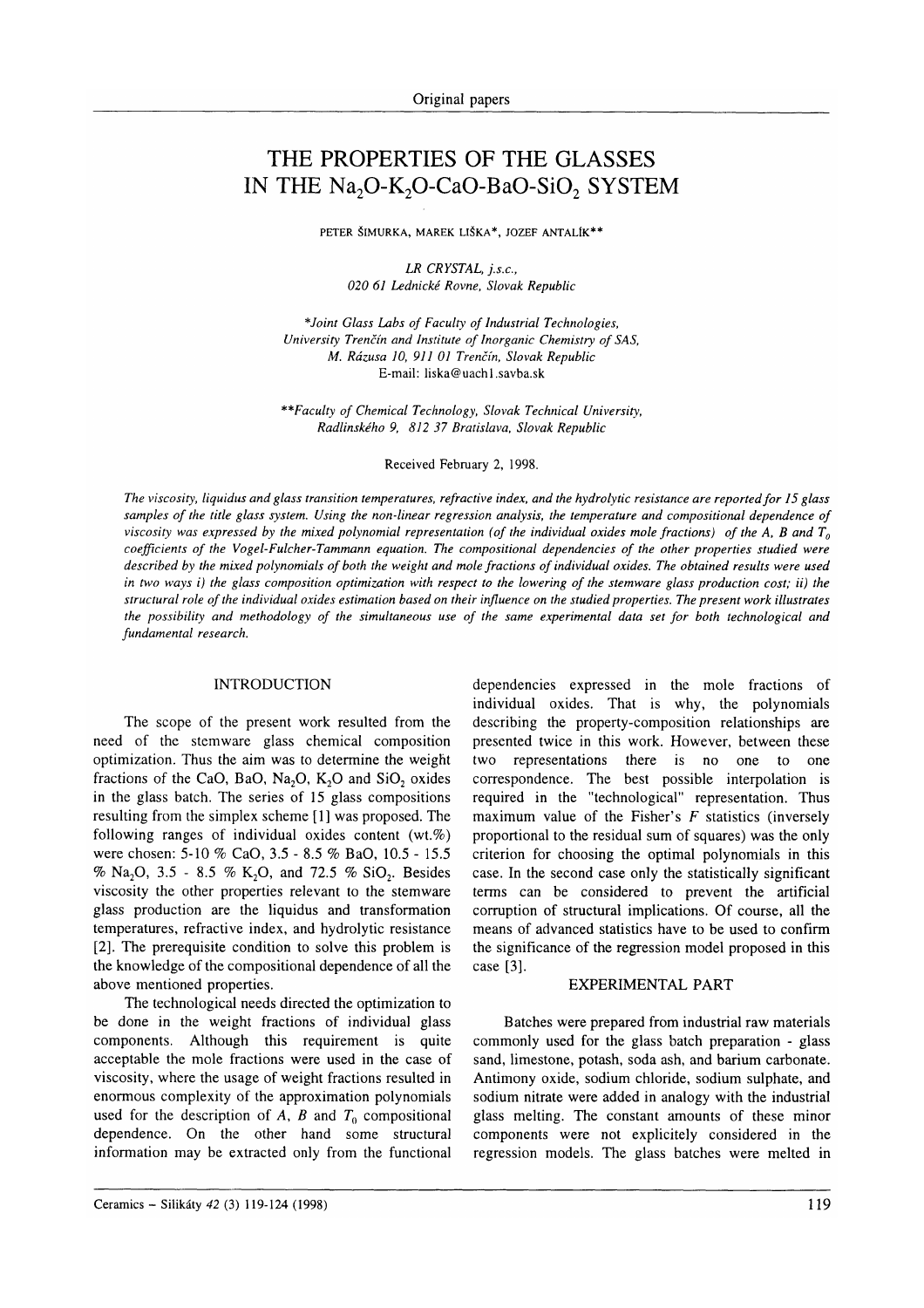# THE PROPERTIES OF THE GLASSES IN THE $Na_2O$-$K_2O$-CaO-BaO-$SiO_2$ SYSTEM

PETER ŠIMURKA, MAREK LIŠKA*, JOZEF ANTALÍK**

*LR CRYSTAL, j.s.c.,*
*020 61 Lednické Rovne, Slovak Republic*

*\*Joint Glass Labs of Faculty of Industrial Technologies,*
*University Trenčín and Institute of Inorganic Chemistry of SAS,*
*M. Rázusa 10, 911 01 Trenčín, Slovak Republic*
E-mail: liska@uach1.savba.sk

*\*\*Faculty of Chemical Technology, Slovak Technical University,*
*Radlinského 9, 812 37 Bratislava, Slovak Republic*

Received February 2, 1998.

*The viscosity, liquidus and glass transition temperatures, refractive index, and the hydrolytic resistance are reported for 15 glass samples of the title glass system. Using the non-linear regression analysis, the temperature and compositional dependence of viscosity was expressed by the mixed polynomial representation (of the individual oxides mole fractions) of the A, B and $T_0$ coefficients of the Vogel-Fulcher-Tammann equation. The compositional dependencies of the other properties studied were described by the mixed polynomials of both the weight and mole fractions of individual oxides. The obtained results were used in two ways i) the glass composition optimization with respect to the lowering of the stemware glass production cost; ii) the structural role of the individual oxides estimation based on their influence on the studied properties. The present work illustrates the possibility and methodology of the simultaneous use of the same experimental data set for both technological and fundamental research.*

## INTRODUCTION

The scope of the present work resulted from the need of the stemware glass chemical composition optimization. Thus the aim was to determine the weight fractions of the CaO, BaO, $Na_2O$, $K_2O$ and $SiO_2$ oxides in the glass batch. The series of 15 glass compositions resulting from the simplex scheme [1] was proposed. The following ranges of individual oxides content (wt.%) were chosen: 5-10 % CaO, 3.5 - 8.5 % BaO, 10.5 - 15.5 % $Na_2O$, 3.5 - 8.5 % $K_2O$, and 72.5 % $SiO_2$. Besides viscosity the other properties relevant to the stemware glass production are the liquidus and transformation temperatures, refractive index, and hydrolytic resistance [2]. The prerequisite condition to solve this problem is the knowledge of the compositional dependence of all the above mentioned properties.

The technological needs directed the optimization to be done in the weight fractions of individual glass components. Although this requirement is quite acceptable the mole fractions were used in the case of viscosity, where the usage of weight fractions resulted in enormous complexity of the approximation polynomials used for the description of A, B and $T_0$ compositional dependence. On the other hand some structural information may be extracted only from the functional dependencies expressed in the mole fractions of individual oxides. That is why, the polynomials describing the property-composition relationships are presented twice in this work. However, between these two representations there is no one to one correspondence. The best possible interpolation is required in the "technological" representation. Thus maximum value of the Fisher's F statistics (inversely proportional to the residual sum of squares) was the only criterion for choosing the optimal polynomials in this case. In the second case only the statistically significant terms can be considered to prevent the artificial corruption of structural implications. Of course, all the means of advanced statistics have to be used to confirm the significance of the regression model proposed in this case [3].

## EXPERIMENTAL PART

Batches were prepared from industrial raw materials commonly used for the glass batch preparation - glass sand, limestone, potash, soda ash, and barium carbonate. Antimony oxide, sodium chloride, sodium sulphate, and sodium nitrate were added in analogy with the industrial glass melting. The constant amounts of these minor components were not explicitely considered in the regression models. The glass batches were melted in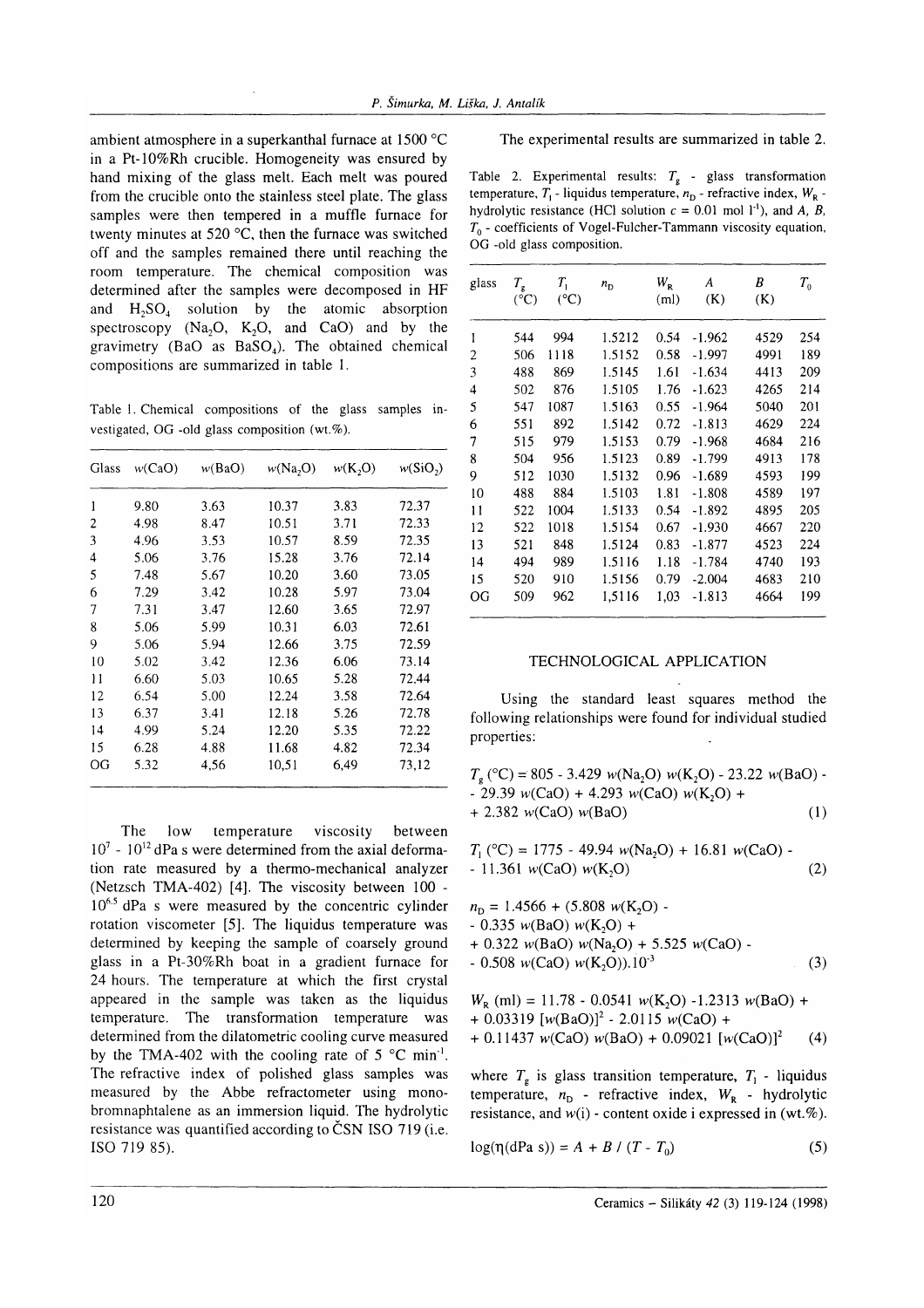ambient atmosphere in a superkanthal furnace at 1500 °C in a Pt-10%Rh crucible. Homogeneity was ensured by hand mixing of the glass melt. Each melt was poured from the crucible onto the stainless steel plate. The glass samples were then tempered in a muffle furnace for twenty minutes at 520 °C, then the furnace was switched off and the samples remained there until reaching the room temperature. The chemical composition was determined after the samples were decomposed in HF and $H_2SO_4$ solution by the atomic absorption spectroscopy ($Na_2O$, $K_2O$, and CaO) and by the gravimetry (BaO as $BaSO_4$). The obtained chemical compositions are summarized in table 1.

Table 1. Chemical compositions of the glass samples investigated, OG -old glass composition (wt.%).

| Glass | $w$(CaO) | $w$(BaO) | $w(Na_2O)$ | $w(K_2O)$ | $w(SiO_2)$ |
|---|---|---|---|---|---|
| 1 | 9.80 | 3.63 | 10.37 | 3.83 | 72.37 |
| 2 | 4.98 | 8.47 | 10.51 | 3.71 | 72.33 |
| 3 | 4.96 | 3.53 | 10.57 | 8.59 | 72.35 |
| 4 | 5.06 | 3.76 | 15.28 | 3.76 | 72.14 |
| 5 | 7.48 | 5.67 | 10.20 | 3.60 | 73.05 |
| 6 | 7.29 | 3.42 | 10.28 | 5.97 | 73.04 |
| 7 | 7.31 | 3.47 | 12.60 | 3.65 | 72.97 |
| 8 | 5.06 | 5.99 | 10.31 | 6.03 | 72.61 |
| 9 | 5.06 | 5.94 | 12.66 | 3.75 | 72.59 |
| 10 | 5.02 | 3.42 | 12.36 | 6.06 | 73.14 |
| 11 | 6.60 | 5.03 | 10.65 | 5.28 | 72.44 |
| 12 | 6.54 | 5.00 | 12.24 | 3.58 | 72.64 |
| 13 | 6.37 | 3.41 | 12.18 | 5.26 | 72.78 |
| 14 | 4.99 | 5.24 | 12.20 | 5.35 | 72.22 |
| 15 | 6.28 | 4.88 | 11.68 | 4.82 | 72.34 |
| OG | 5.32 | 4,56 | 10,51 | 6,49 | 73,12 |

The low temperature viscosity between $10^7$ - $10^{12}$ dPa s were determined from the axial deformation rate measured by a thermo-mechanical analyzer (Netzsch TMA-402) [4]. The viscosity between 100 - $10^{6.5}$ dPa s were measured by the concentric cylinder rotation viscometer [5]. The liquidus temperature was determined by keeping the sample of coarsely ground glass in a Pt-30%Rh boat in a gradient furnace for 24 hours. The temperature at which the first crystal appeared in the sample was taken as the liquidus temperature. The transformation temperature was determined from the dilatometric cooling curve measured by the TMA-402 with the cooling rate of 5 °C min$^{-1}$. The refractive index of polished glass samples was measured by the Abbe refractometer using monobromnaphtalene as an immersion liquid. The hydrolytic resistance was quantified according to ČSN ISO 719 (i.e. ISO 719 85).

The experimental results are summarized in table 2.

Table 2. Experimental results: $T_g$ - glass transformation temperature, $T_l$ - liquidus temperature, $n_D$ - refractive index, $W_R$ - hydrolytic resistance (HCl solution $c$ = 0.01 mol l$^{-1}$), and $A$, $B$, $T_0$ - coefficients of Vogel-Fulcher-Tammann viscosity equation, OG -old glass composition.

| glass | $T_g$ (°C) | $T_l$ (°C) | $n_D$ | $W_R$ (ml) | $A$ (K) | $B$ (K) | $T_0$ |
|---|---|---|---|---|---|---|---|
| 1 | 544 | 994 | 1.5212 | 0.54 | -1.962 | 4529 | 254 |
| 2 | 506 | 1118 | 1.5152 | 0.58 | -1.997 | 4991 | 189 |
| 3 | 488 | 869 | 1.5145 | 1.61 | -1.634 | 4413 | 209 |
| 4 | 502 | 876 | 1.5105 | 1.76 | -1.623 | 4265 | 214 |
| 5 | 547 | 1087 | 1.5163 | 0.55 | -1.964 | 5040 | 201 |
| 6 | 551 | 892 | 1.5142 | 0.72 | -1.813 | 4629 | 224 |
| 7 | 515 | 979 | 1.5153 | 0.79 | -1.968 | 4684 | 216 |
| 8 | 504 | 956 | 1.5123 | 0.89 | -1.799 | 4913 | 178 |
| 9 | 512 | 1030 | 1.5132 | 0.96 | -1.689 | 4593 | 199 |
| 10 | 488 | 884 | 1.5103 | 1.81 | -1.808 | 4589 | 197 |
| 11 | 522 | 1004 | 1.5133 | 0.54 | -1.892 | 4895 | 205 |
| 12 | 522 | 1018 | 1.5154 | 0.67 | -1.930 | 4667 | 220 |
| 13 | 521 | 848 | 1.5124 | 0.83 | -1.877 | 4523 | 224 |
| 14 | 494 | 989 | 1.5116 | 1.18 | -1.784 | 4740 | 193 |
| 15 | 520 | 910 | 1.5156 | 0.79 | -2.004 | 4683 | 210 |
| OG | 509 | 962 | 1,5116 | 1,03 | -1.813 | 4664 | 199 |

## TECHNOLOGICAL APPLICATION

Using the standard least squares method the following relationships were found for individual studied properties:

$$T_g\,(°C) = 805 - 3.429\, w(Na_2O)\, w(K_2O) - 23.22\, w(BaO) - 29.39\, w(CaO) + 4.293\, w(CaO)\, w(K_2O) + 2.382\, w(CaO)\, w(BaO) \quad (1)$$

$$T_l\,(°C) = 1775 - 49.94\, w(Na_2O) + 16.81\, w(CaO) - 11.361\, w(CaO)\, w(K_2O) \quad (2)$$

$$n_D = 1.4566 + (5.808\, w(K_2O) - 0.335\, w(BaO)\, w(K_2O) + 0.322\, w(BaO)\, w(Na_2O) + 5.525\, w(CaO) - 0.508\, w(CaO)\, w(K_2O)).10^{-3} \quad (3)$$

$$W_R\,(ml) = 11.78 - 0.0541\, w(K_2O) - 1.2313\, w(BaO) + 0.03319\, [w(BaO)]^2 - 2.0115\, w(CaO) + 0.11437\, w(CaO)\, w(BaO) + 0.09021\, [w(CaO)]^2 \quad (4)$$

where $T_g$ is glass transition temperature, $T_l$ - liquidus temperature, $n_D$ - refractive index, $W_R$ - hydrolytic resistance, and $w(i)$ - content oxide i expressed in (wt.%).

$$\log(\eta(dPa\ s)) = A + B / (T - T_0) \quad (5)$$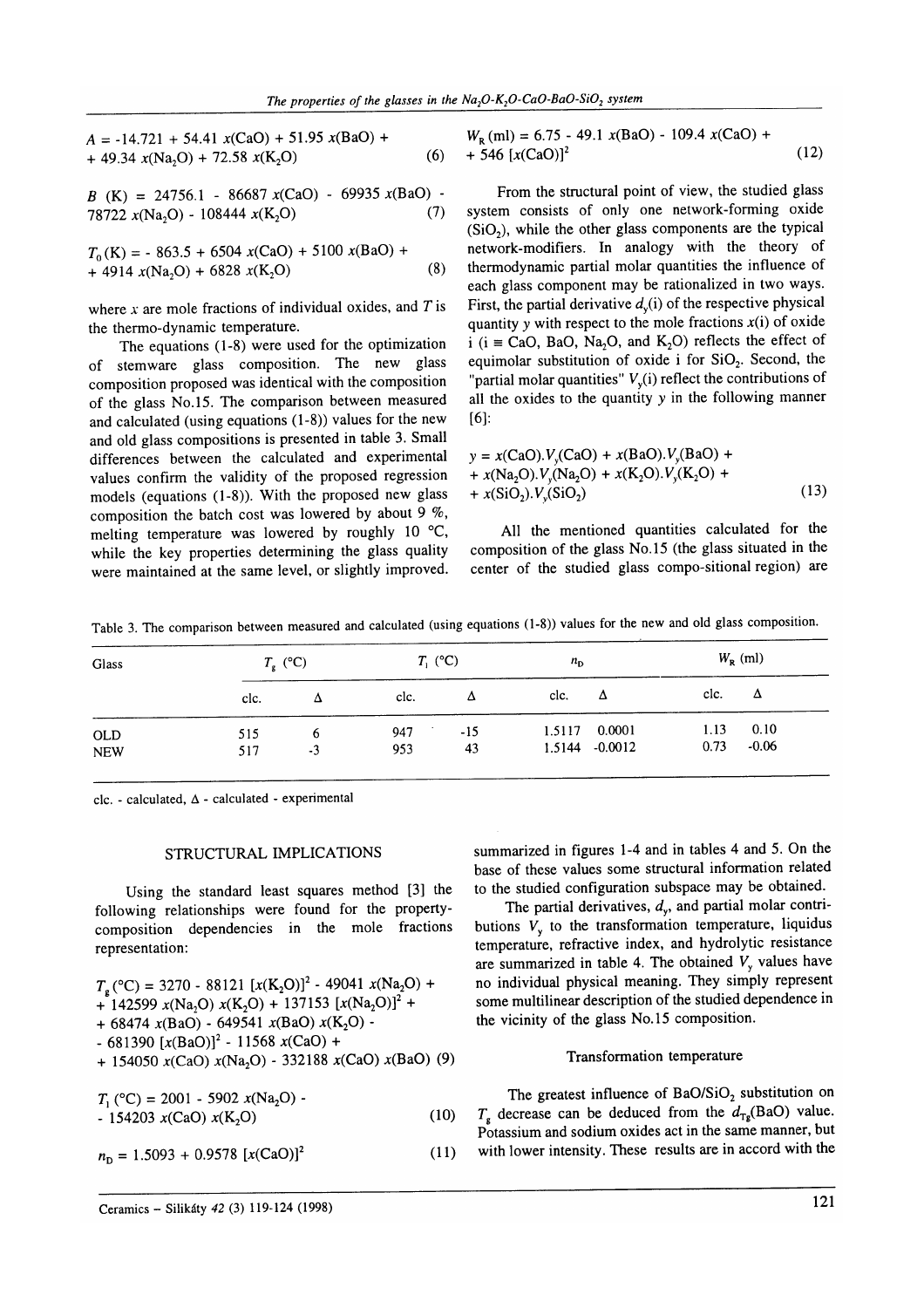$$A = -14.721 + 54.41\ x(\mathrm{CaO}) + 51.95\ x(\mathrm{BaO}) + 49.34\ x(\mathrm{Na_2O}) + 72.58\ x(\mathrm{K_2O}) \quad (6)$$

$$B\ (\mathrm{K}) = 24756.1 - 86687\ x(\mathrm{CaO}) - 69935\ x(\mathrm{BaO}) - 78722\ x(\mathrm{Na_2O}) - 108444\ x(\mathrm{K_2O}) \quad (7)$$

$$T_0\ (\mathrm{K}) = -863.5 + 6504\ x(\mathrm{CaO}) + 5100\ x(\mathrm{BaO}) + 4914\ x(\mathrm{Na_2O}) + 6828\ x(\mathrm{K_2O}) \quad (8)$$

where $x$ are mole fractions of individual oxides, and $T$ is the thermo-dynamic temperature.

The equations (1-8) were used for the optimization of stemware glass composition. The new glass composition proposed was identical with the composition of the glass No.15. The comparison between measured and calculated (using equations (1-8)) values for the new and old glass compositions is presented in table 3. Small differences between the calculated and experimental values confirm the validity of the proposed regression models (equations (1-8)). With the proposed new glass composition the batch cost was lowered by about 9 %, melting temperature was lowered by roughly 10 °C, while the key properties determining the glass quality were maintained at the same level, or slightly improved.

$$W_R\ (\mathrm{ml}) = 6.75 - 49.1\ x(\mathrm{BaO}) - 109.4\ x(\mathrm{CaO}) + 546\ [x(\mathrm{CaO})]^2 \quad (12)$$

From the structural point of view, the studied glass system consists of only one network-forming oxide ($SiO_2$), while the other glass components are the typical network-modifiers. In analogy with the theory of thermodynamic partial molar quantities the influence of each glass component may be rationalized in two ways. First, the partial derivative $d_y(i)$ of the respective physical quantity $y$ with respect to the mole fractions $x(i)$ of oxide i (i ≡ CaO, BaO, $Na_2O$, and $K_2O$) reflects the effect of equimolar substitution of oxide i for $SiO_2$. Second, the "partial molar quantities" $V_y(i)$ reflect the contributions of all the oxides to the quantity $y$ in the following manner [6]:

$$y = x(\mathrm{CaO}).V_y(\mathrm{CaO}) + x(\mathrm{BaO}).V_y(\mathrm{BaO}) + x(\mathrm{Na_2O}).V_y(\mathrm{Na_2O}) + x(\mathrm{K_2O}).V_y(\mathrm{K_2O}) + x(\mathrm{SiO_2}).V_y(\mathrm{SiO_2}) \quad (13)$$

All the mentioned quantities calculated for the composition of the glass No.15 (the glass situated in the center of the studied glass compo-sitional region) are summarized in figures 1-4 and in tables 4 and 5. On the base of these values some structural information related to the studied configuration subspace may be obtained.

Table 3. The comparison between measured and calculated (using equations (1-8)) values for the new and old glass composition.

| Glass | $T_g$ (°C) | | $T_l$ (°C) | | $n_D$ | | $W_R$ (ml) | |
|---|---|---|---|---|---|---|---|---|
| | clc. | Δ | clc. | Δ | clc. | Δ | clc. | Δ |
| OLD | 515 | 6 | 947 | -15 | 1.5117 | 0.0001 | 1.13 | 0.10 |
| NEW | 517 | -3 | 953 | 43 | 1.5144 | -0.0012 | 0.73 | -0.06 |

clc. - calculated, Δ - calculated - experimental

## STRUCTURAL IMPLICATIONS

Using the standard least squares method [3] the following relationships were found for the property-composition dependencies in the mole fractions representation:

$$T_g\ (°\mathrm{C}) = 3270 - 88121\ [x(\mathrm{K_2O})]^2 - 49041\ x(\mathrm{Na_2O}) + 142599\ x(\mathrm{Na_2O})\ x(\mathrm{K_2O}) + 137153\ [x(\mathrm{Na_2O})]^2 + 68474\ x(\mathrm{BaO}) - 649541\ x(\mathrm{BaO})\ x(\mathrm{K_2O}) - 681390\ [x(\mathrm{BaO})]^2 - 11568\ x(\mathrm{CaO}) + 154050\ x(\mathrm{CaO})\ x(\mathrm{Na_2O}) - 332188\ x(\mathrm{CaO})\ x(\mathrm{BaO}) \quad (9)$$

$$T_l\ (°\mathrm{C}) = 2001 - 5902\ x(\mathrm{Na_2O}) - 154203\ x(\mathrm{CaO})\ x(\mathrm{K_2O}) \quad (10)$$

$$n_D = 1.5093 + 0.9578\ [x(\mathrm{CaO})]^2 \quad (11)$$

The partial derivatives, $d_y$, and partial molar contributions $V_y$ to the transformation temperature, liquidus temperature, refractive index, and hydrolytic resistance are summarized in table 4. The obtained $V_y$ values have no individual physical meaning. They simply represent some multilinear description of the studied dependence in the vicinity of the glass No.15 composition.

### Transformation temperature

The greatest influence of BaO/$SiO_2$ substitution on $T_g$ decrease can be deduced from the $d_{Tg}(\mathrm{BaO})$ value. Potassium and sodium oxides act in the same manner, but with lower intensity. These results are in accord with the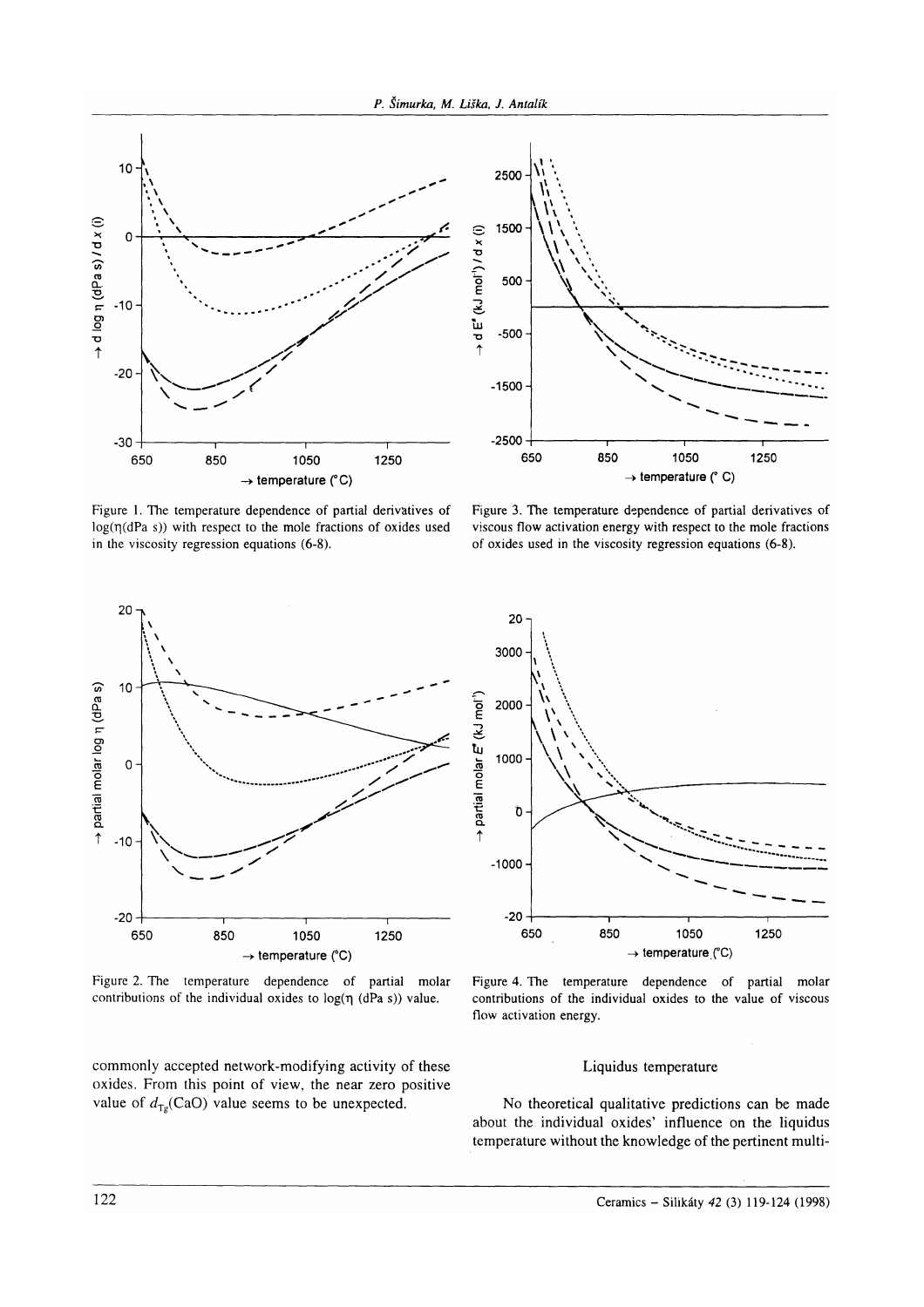Figure 1. The temperature dependence of partial derivatives of log(η(dPa s)) with respect to the mole fractions of oxides used in the viscosity regression equations (6-8).

Figure 3. The temperature dependence of partial derivatives of viscous flow activation energy with respect to the mole fractions of oxides used in the viscosity regression equations (6-8).

Figure 2. The temperature dependence of partial molar contributions of the individual oxides to log(η (dPa s)) value.

Figure 4. The temperature dependence of partial molar contributions of the individual oxides to the value of viscous flow activation energy.

commonly accepted network-modifying activity of these oxides. From this point of view, the near zero positive value of $d_{T_g}$(CaO) value seems to be unexpected.

## Liquidus temperature

No theoretical qualitative predictions can be made about the individual oxides' influence on the liquidus temperature without the knowledge of the pertinent multi-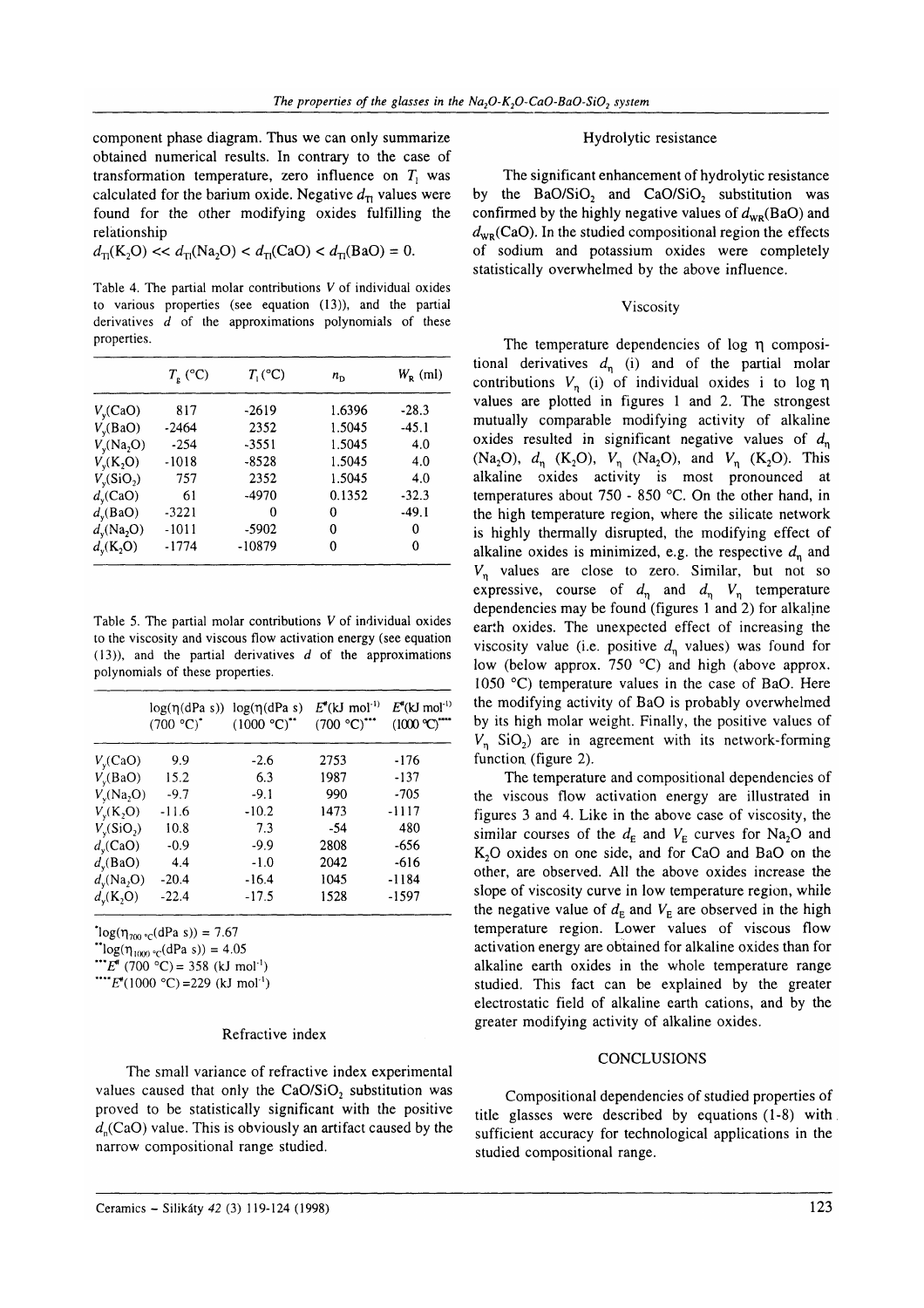component phase diagram. Thus we can only summarize obtained numerical results. In contrary to the case of transformation temperature, zero influence on $T_l$ was calculated for the barium oxide. Negative $d_{Tl}$ values were found for the other modifying oxides fulfilling the relationship

$d_{Tl}(K_2O) << d_{Tl}(Na_2O) < d_{Tl}(CaO) < d_{Tl}(BaO) = 0.$

Table 4. The partial molar contributions $V$ of individual oxides to various properties (see equation (13)), and the partial derivatives $d$ of the approximations polynomials of these properties.

| | $T_g$ (°C) | $T_l$ (°C) | $n_D$ | $W_R$ (ml) |
|---|---|---|---|---|
| $V_y(CaO)$ | 817 | -2619 | 1.6396 | -28.3 |
| $V_y(BaO)$ | -2464 | 2352 | 1.5045 | -45.1 |
| $V_y(Na_2O)$ | -254 | -3551 | 1.5045 | 4.0 |
| $V_y(K_2O)$ | -1018 | -8528 | 1.5045 | 4.0 |
| $V_y(SiO_2)$ | 757 | 2352 | 1.5045 | 4.0 |
| $d_y(CaO)$ | 61 | -4970 | 0.1352 | -32.3 |
| $d_y(BaO)$ | -3221 | 0 | 0 | -49.1 |
| $d_y(Na_2O)$ | -1011 | -5902 | 0 | 0 |
| $d_y(K_2O)$ | -1774 | -10879 | 0 | 0 |

Table 5. The partial molar contributions $V$ of individual oxides to the viscosity and viscous flow activation energy (see equation (13)), and the partial derivatives $d$ of the approximations polynomials of these properties.

| | $\log(\eta$(dPa s)) (700 °C)* | $\log(\eta$(dPa s)) (1000 °C)** | $E^{\#}$(kJ mol$^{-1}$) (700 °C)*** | $E^{\#}$(kJ mol$^{-1}$) (1000 °C)**** |
|---|---|---|---|---|
| $V_y(CaO)$ | 9.9 | -2.6 | 2753 | -176 |
| $V_y(BaO)$ | 15.2 | 6.3 | 1987 | -137 |
| $V_y(Na_2O)$ | -9.7 | -9.1 | 990 | -705 |
| $V_y(K_2O)$ | -11.6 | -10.2 | 1473 | -1117 |
| $V_y(SiO_2)$ | 10.8 | 7.3 | -54 | 480 |
| $d_y(CaO)$ | -0.9 | -9.9 | 2808 | -656 |
| $d_y(BaO)$ | 4.4 | -1.0 | 2042 | -616 |
| $d_y(Na_2O)$ | -20.4 | -16.4 | 1045 | -1184 |
| $d_y(K_2O)$ | -22.4 | -17.5 | 1528 | -1597 |

*$\log(\eta_{700\,°C}$(dPa s)) = 7.67

**$\log(\eta_{1000\,°C}$(dPa s)) = 4.05

***$E^{\#}$ (700 °C) = 358 (kJ mol$^{-1}$)

****$E^{\#}$(1000 °C) = 229 (kJ mol$^{-1}$)

## Refractive index

The small variance of refractive index experimental values caused that only the $CaO/SiO_2$ substitution was proved to be statistically significant with the positive $d_n(CaO)$ value. This is obviously an artifact caused by the narrow compositional range studied.

## Hydrolytic resistance

The significant enhancement of hydrolytic resistance by the $BaO/SiO_2$ and $CaO/SiO_2$ substitution was confirmed by the highly negative values of $d_{WR}(BaO)$ and $d_{WR}(CaO)$. In the studied compositional region the effects of sodium and potassium oxides were completely statistically overwhelmed by the above influence.

## Viscosity

The temperature dependencies of $\log \eta$ compositional derivatives $d_\eta$ (i) and of the partial molar contributions $V_\eta$ (i) of individual oxides i to $\log \eta$ values are plotted in figures 1 and 2. The strongest mutually comparable modifying activity of alkaline oxides resulted in significant negative values of $d_\eta$ ($Na_2O$), $d_\eta$ ($K_2O$), $V_\eta$ ($Na_2O$), and $V_\eta$ ($K_2O$). This alkaline oxides activity is most pronounced at temperatures about 750 - 850 °C. On the other hand, in the high temperature region, where the silicate network is highly thermally disrupted, the modifying effect of alkaline oxides is minimized, e.g. the respective $d_\eta$ and $V_\eta$ values are close to zero. Similar, but not so expressive, course of $d_\eta$ and $d_\eta$ $V_\eta$ temperature dependencies may be found (figures 1 and 2) for alkaline earth oxides. The unexpected effect of increasing the viscosity value (i.e. positive $d_\eta$ values) was found for low (below approx. 750 °C) and high (above approx. 1050 °C) temperature values in the case of BaO. Here the modifying activity of BaO is probably overwhelmed by its high molar weight. Finally, the positive values of $V_\eta$ $SiO_2$) are in agreement with its network-forming function (figure 2).

The temperature and compositional dependencies of the viscous flow activation energy are illustrated in figures 3 and 4. Like in the above case of viscosity, the similar courses of the $d_E$ and $V_E$ curves for $Na_2O$ and $K_2O$ oxides on one side, and for CaO and BaO on the other, are observed. All the above oxides increase the slope of viscosity curve in low temperature region, while the negative value of $d_E$ and $V_E$ are observed in the high temperature region. Lower values of viscous flow activation energy are obtained for alkaline oxides than for alkaline earth oxides in the whole temperature range studied. This fact can be explained by the greater electrostatic field of alkaline earth cations, and by the greater modifying activity of alkaline oxides.

## CONCLUSIONS

Compositional dependencies of studied properties of title glasses were described by equations (1-8) with sufficient accuracy for technological applications in the studied compositional range.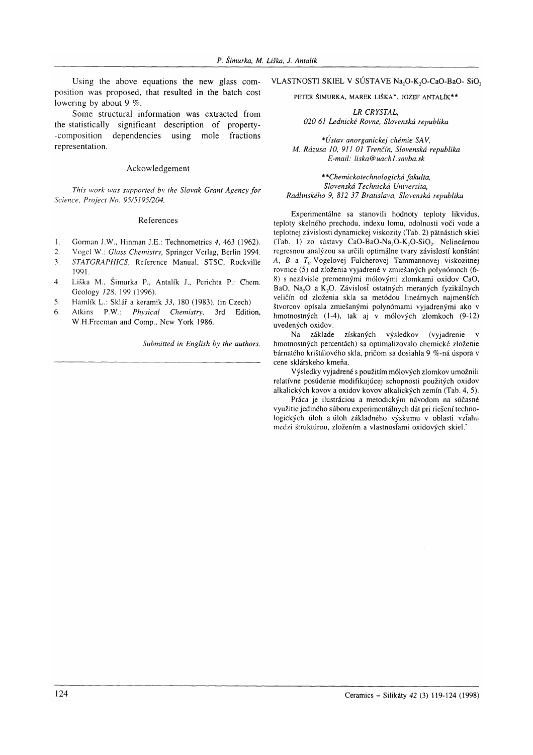Using the above equations the new glass composition was proposed, that resulted in the batch cost lowering by about 9 %.

Some structural information was extracted from the statistically significant description of property-composition dependencies using mole fractions representation.

## Ackowledgement

*This work was supported by the Slovak Grant Agency for Science, Project No. 95/5195/204.*

## References

1. Gorman J.W., Hinman J.E.: Technometrics *4*, 463 (1962).
2. Vogel W.: *Glass Chemistry*, Springer Verlag, Berlin 1994.
3. *STATGRAPHICS*, Reference Manual, STSC, Rockville 1991.
4. Liška M., Šimurka P., Antalík J., Perichta P.: Chem. Geology *128*, 199 (1996).
5. Hamlík L.: Sklář a keramik *33*, 180 (1983). (in Czech)
6. Atkins P.W.: *Physical Chemistry*, 3rd Edition, W.H.Freeman and Comp., New York 1986.

*Submitted in English by the authors.*

## VLASTNOSTI SKIEL V SÚSTAVE $Na_2O$-$K_2O$-CaO-BaO- $SiO_2$

PETER ŠIMURKA, MAREK LIŠKA*, JOZEF ANTALÍK**

*LR CRYSTAL,*
*020 61 Lednické Rovne, Slovenská republika*

*\*Ústav anorganickej chémie SAV,*
*M. Rázusa 10, 911 01 Trenčín, Slovenská republika*
*E-mail: liska@uach1.savba.sk*

*\*\*Chemickotechnologická fakulta,*
*Slovenská Technická Univerzita,*
*Radlinského 9, 812 37 Bratislava, Slovenská republika*

Experimentálne sa stanovili hodnoty teploty likvidus, teploty skelného prechodu, indexu lomu, odolnosti voči vode a teplotnej závislosti dynamickej viskozity (Tab. 2) pätnástich skiel (Tab. 1) zo sústavy CaO-BaO-$Na_2O$-$K_2O$-$SiO_2$. Nelineárnou regresnou analýzou sa určili optimálne tvary závislostí konštánt $A$, $B$ a $T_0$ Vogelovej Fulcherovej Tammannovej viskozitnej rovnice (5) od zloženia vyjadrené v zmiešaných polynómoch (6-8) s nezávisle premennými mólovými zlomkami oxidov CaO, BaO, $Na_2O$ a $K_2O$. Závislosť ostatných meraných fyzikálnych veličín od zloženia skla sa metódou lineárnych najmenších štvorcov opísala zmiešanými polynómami vyjadrenými ako v hmotnostných (1-4), tak aj v mólových zlomkoch (9-12) uvedených oxidov.

Na základe získaných výsledkov (vyjadrenie v hmotnostných percentách) sa optimalizovalo chemické zloženie bárnatého krištálového skla, pričom sa dosiahla 9 %-ná úspora v cene sklárskeho kmeňa.

Výsledky vyjadrené s použitím mólových zlomkov umožnili relatívne posúdenie modifikujúcej schopnosti použitých oxidov alkalických kovov a oxidov kovov alkalických zemín (Tab. 4, 5).

Práca je ilustráciou a metodickým návodom na súčasné využitie jediného súboru experimentálnych dát pri riešení technologických úloh a úloh základného výskumu v oblasti vzťahu medzi štruktúrou, zložením a vlastnosťami oxidových skiel.